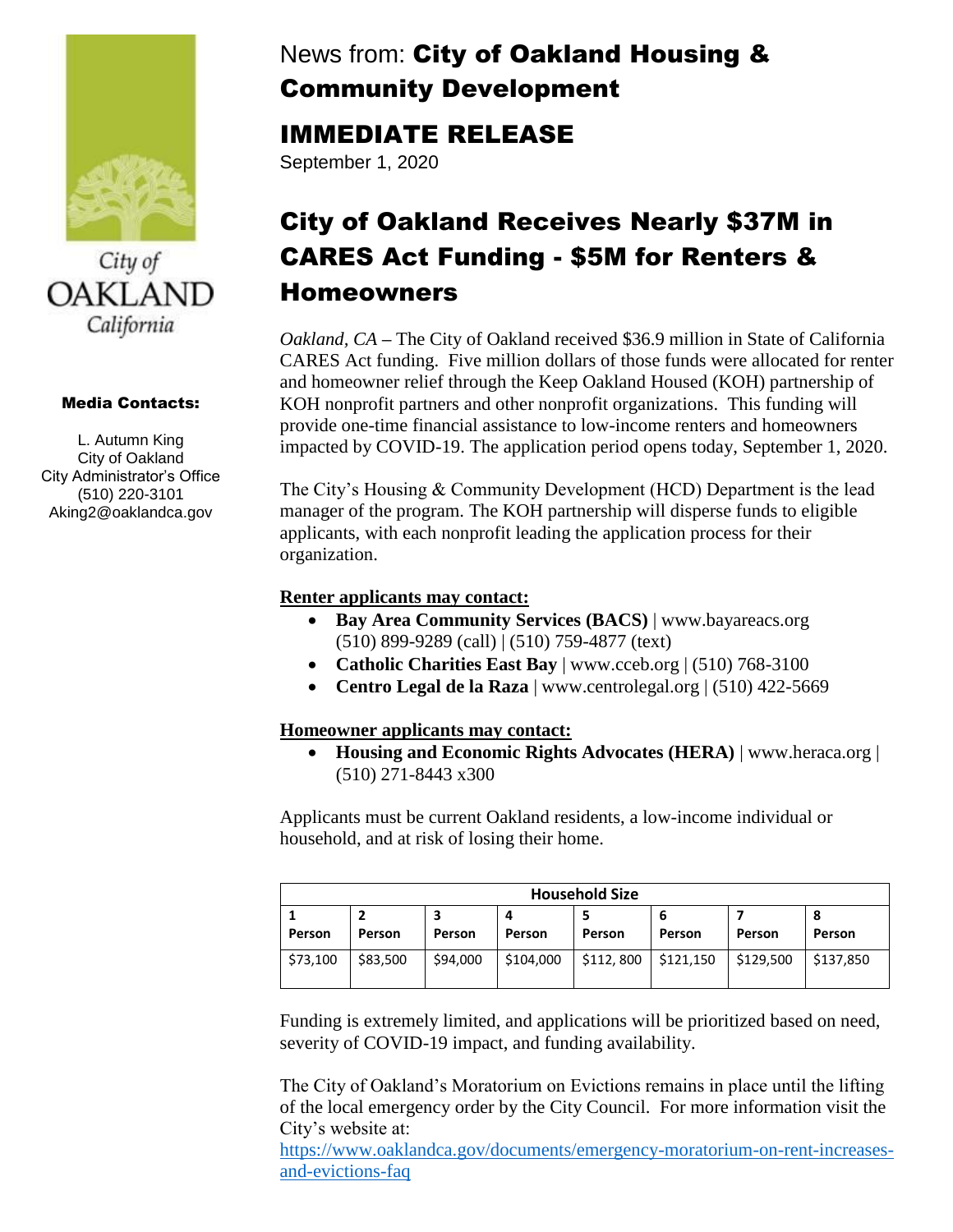City of OAKLAND California

**Media Contacts:**

L. Autumn King
City of Oakland
City Administrator's Office
(510) 220-3101
Aking2@oaklandca.gov

News from: **City of Oakland Housing & Community Development**

## IMMEDIATE RELEASE

September 1, 2020

# City of Oakland Receives Nearly $37M in CARES Act Funding - $5M for Renters & Homeowners

*Oakland, CA* – The City of Oakland received $36.9 million in State of California CARES Act funding. Five million dollars of those funds were allocated for renter and homeowner relief through the Keep Oakland Housed (KOH) partnership of KOH nonprofit partners and other nonprofit organizations. This funding will provide one-time financial assistance to low-income renters and homeowners impacted by COVID-19. The application period opens today, September 1, 2020.

The City's Housing & Community Development (HCD) Department is the lead manager of the program. The KOH partnership will disperse funds to eligible applicants, with each nonprofit leading the application process for their organization.

**Renter applicants may contact:**

- **Bay Area Community Services (BACS)** | www.bayareacs.org (510) 899-9289 (call) | (510) 759-4877 (text)
- **Catholic Charities East Bay** | www.cceb.org | (510) 768-3100
- **Centro Legal de la Raza** | www.centrolegal.org | (510) 422-5669

**Homeowner applicants may contact:**

- **Housing and Economic Rights Advocates (HERA)** | www.heraca.org | (510) 271-8443 x300

Applicants must be current Oakland residents, a low-income individual or household, and at risk of losing their home.

| Household Size | | | | | | | |
|---|---|---|---|---|---|---|---|
| 1 Person | 2 Person | 3 Person | 4 Person | 5 Person | 6 Person | 7 Person | 8 Person |
| $73,100 | $83,500 | $94,000 | $104,000 | $112, 800 | $121,150 | $129,500 | $137,850 |

Funding is extremely limited, and applications will be prioritized based on need, severity of COVID-19 impact, and funding availability.

The City of Oakland's Moratorium on Evictions remains in place until the lifting of the local emergency order by the City Council. For more information visit the City's website at:
https://www.oaklandca.gov/documents/emergency-moratorium-on-rent-increases-and-evictions-faq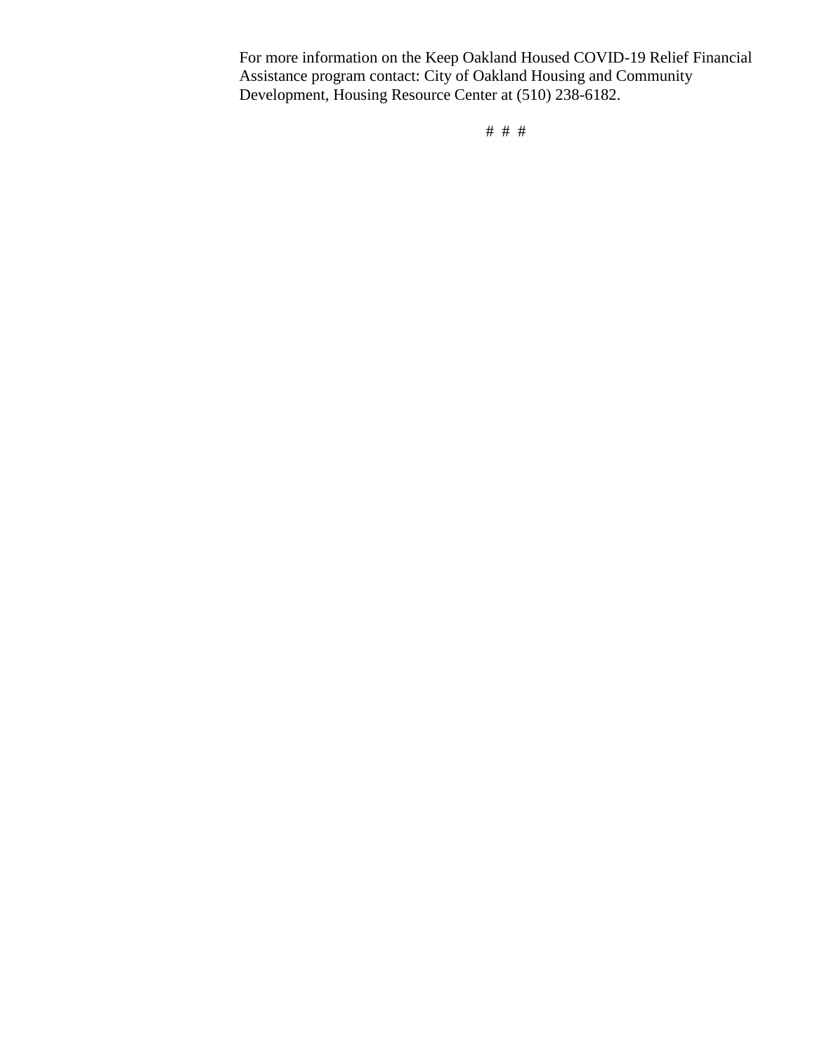For more information on the Keep Oakland Housed COVID-19 Relief Financial Assistance program contact: City of Oakland Housing and Community Development, Housing Resource Center at (510) 238-6182.

# # #